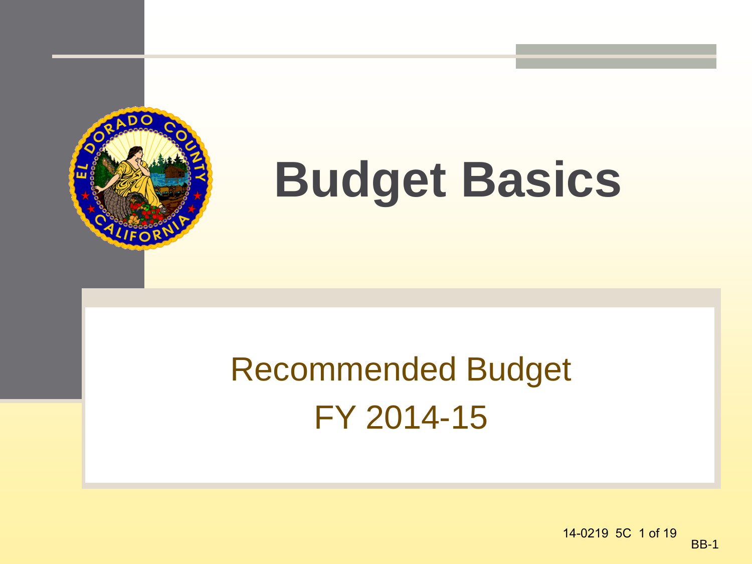# Budget Basics

## Recommended Budget
## FY 2014-15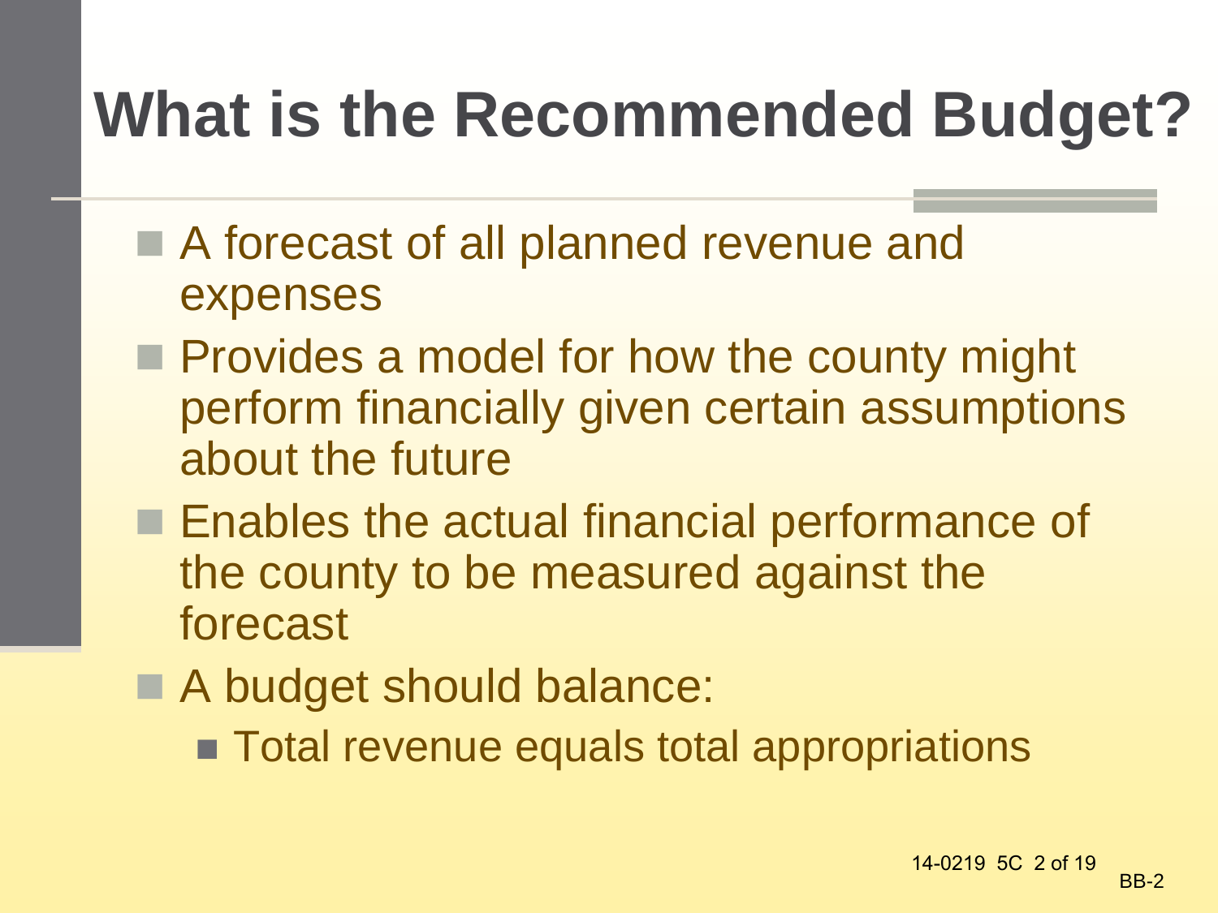# What is the Recommended Budget?

- A forecast of all planned revenue and expenses
- Provides a model for how the county might perform financially given certain assumptions about the future
- Enables the actual financial performance of the county to be measured against the forecast
- A budget should balance:
  - Total revenue equals total appropriations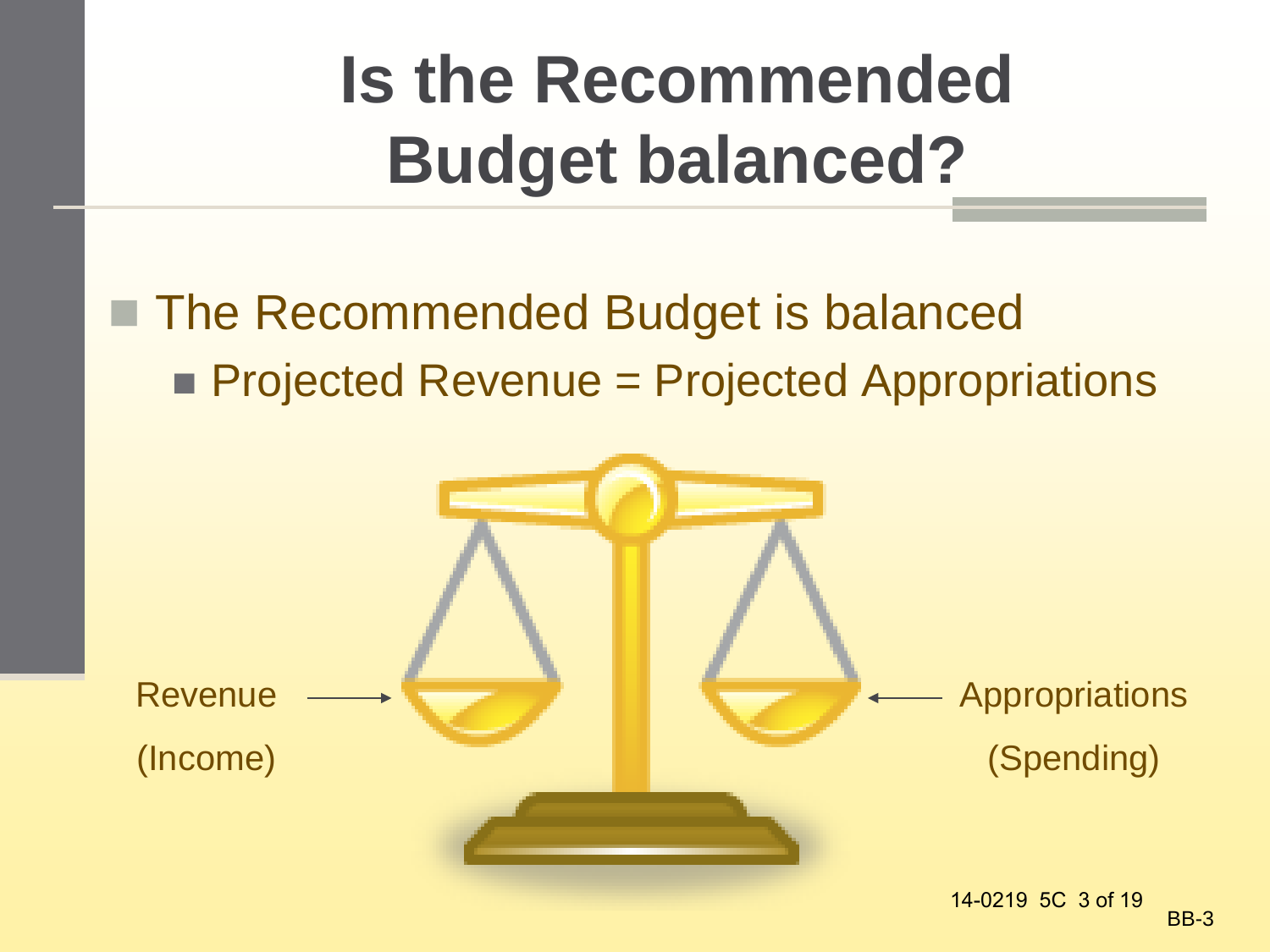# Is the Recommended Budget balanced?

- The Recommended Budget is balanced
  - Projected Revenue = Projected Appropriations

Revenue (Income)

Appropriations (Spending)

14-0219 5C

BB-3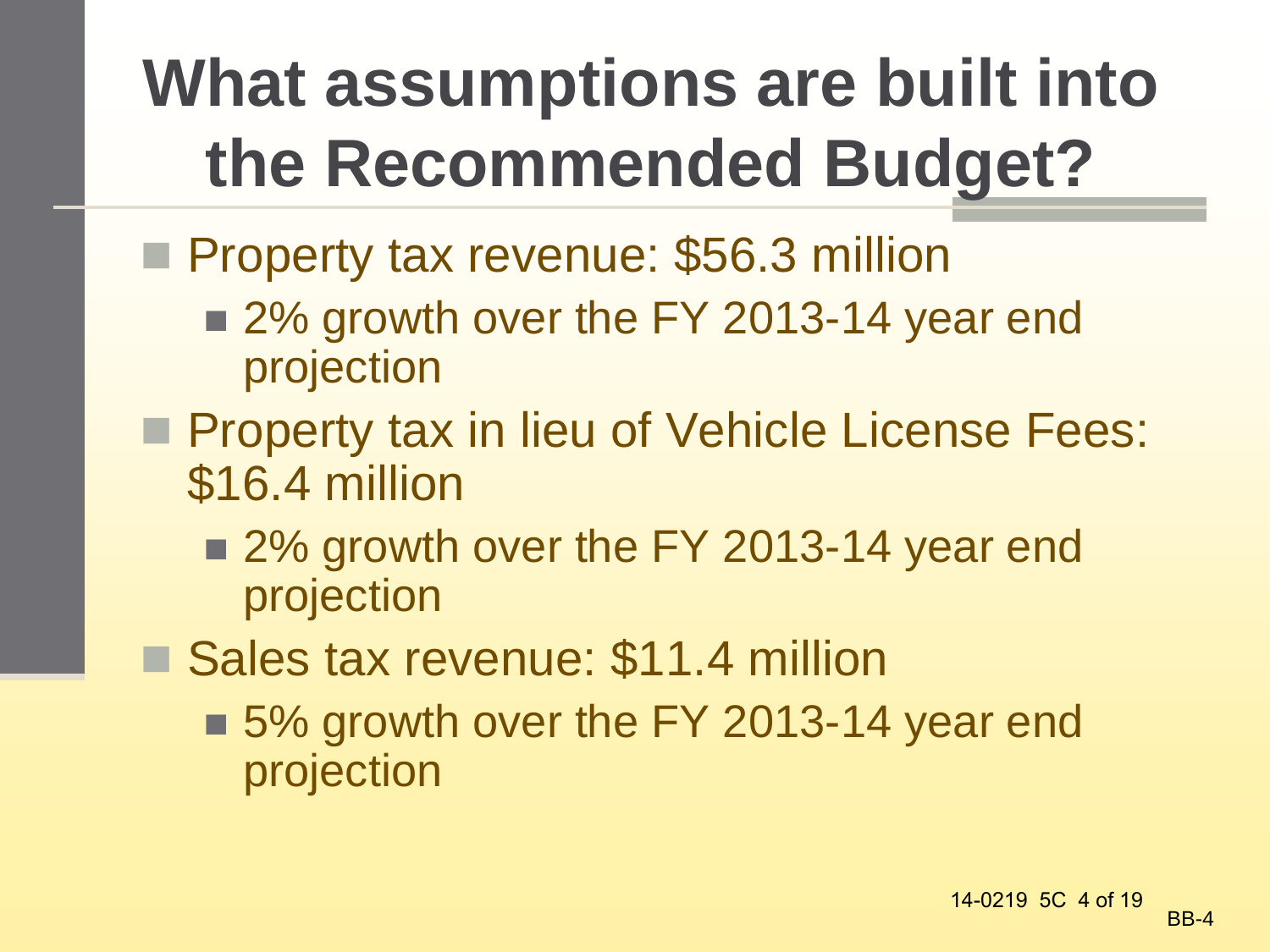# What assumptions are built into the Recommended Budget?

- Property tax revenue: $56.3 million
  - 2% growth over the FY 2013-14 year end projection
- Property tax in lieu of Vehicle License Fees: $16.4 million
  - 2% growth over the FY 2013-14 year end projection
- Sales tax revenue: $11.4 million
  - 5% growth over the FY 2013-14 year end projection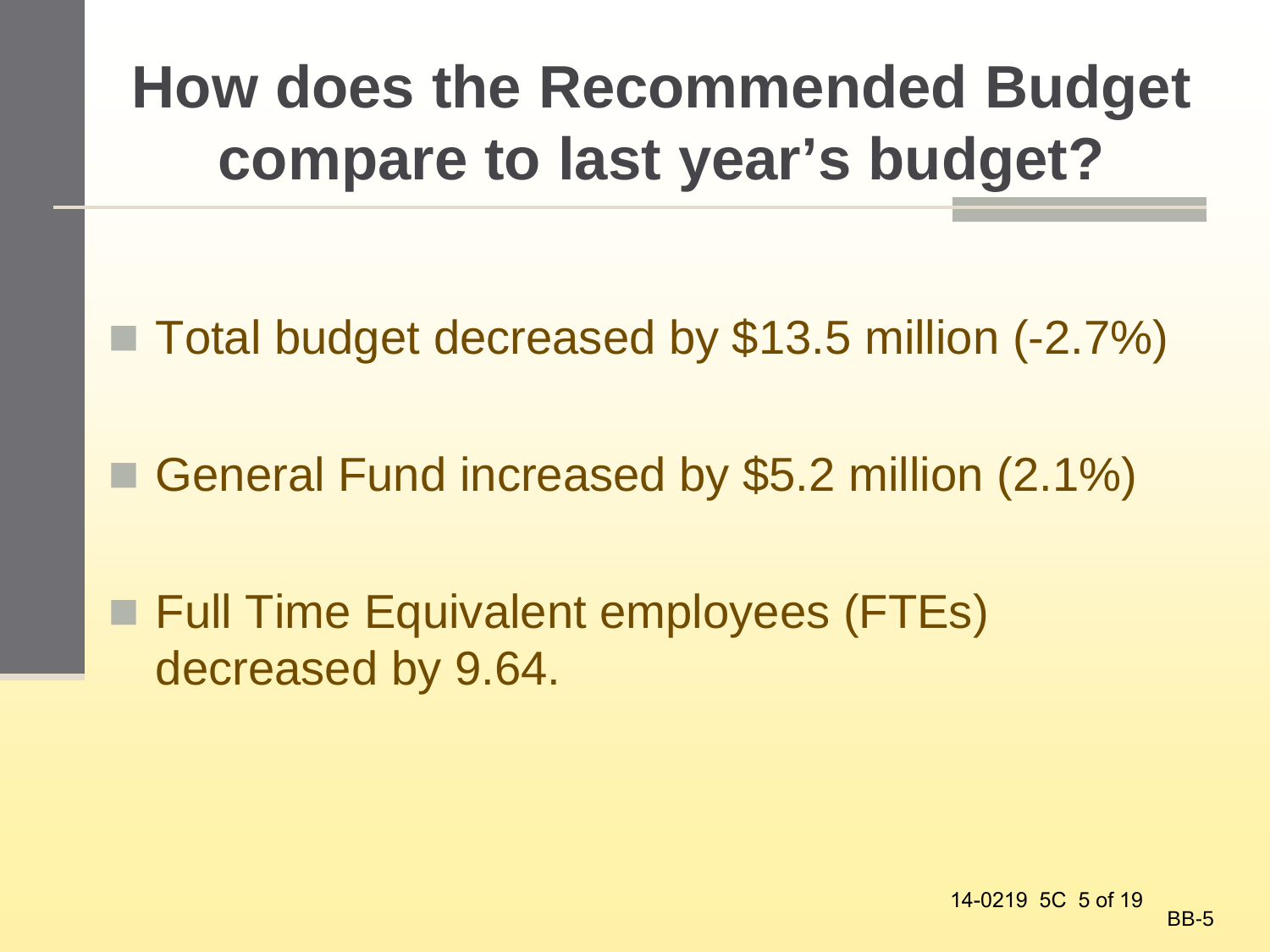# How does the Recommended Budget compare to last year's budget?

- Total budget decreased by $13.5 million (-2.7%)
- General Fund increased by $5.2 million (2.1%)
- Full Time Equivalent employees (FTEs) decreased by 9.64.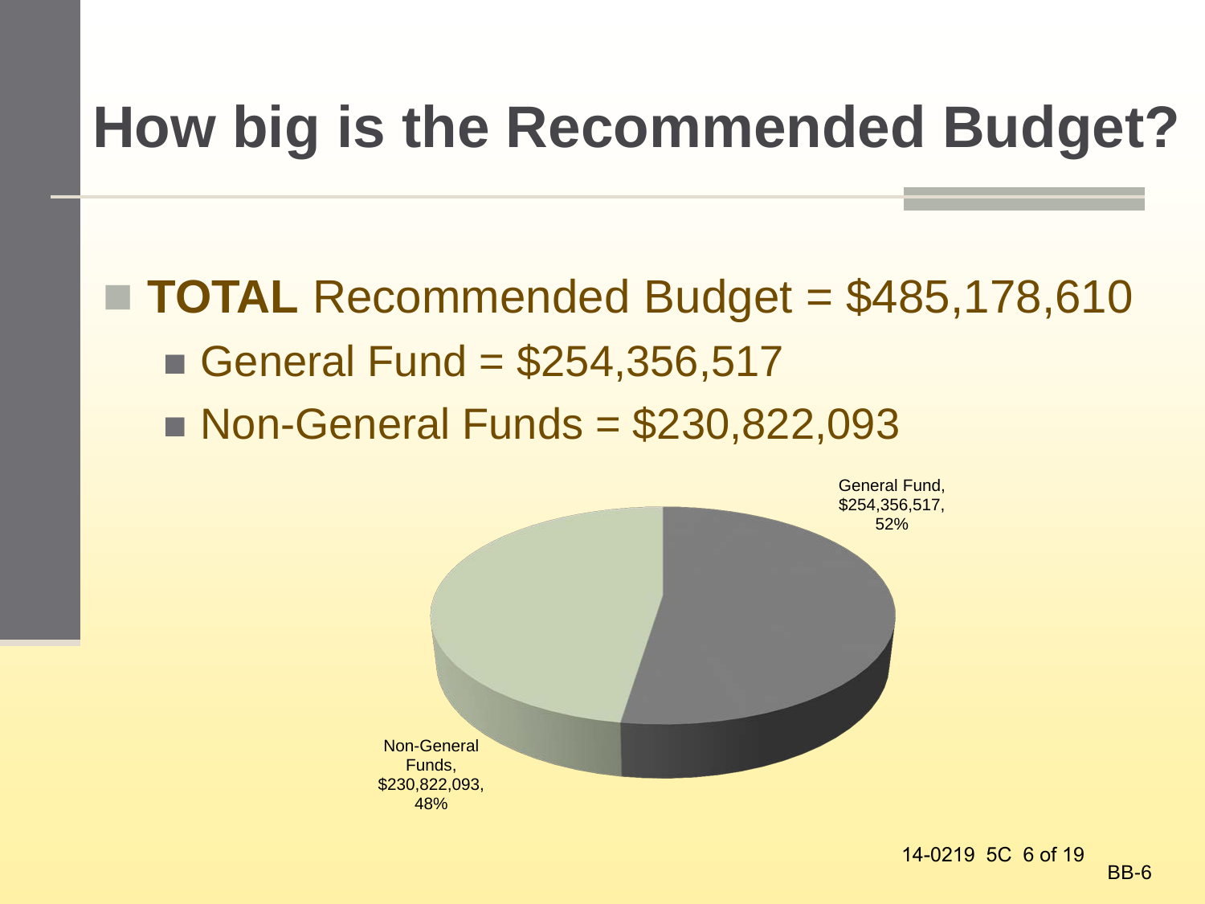# How big is the Recommended Budget?

- **TOTAL** Recommended Budget = $485,178,610
  - General Fund = $254,356,517
  - Non-General Funds = $230,822,093

General Fund, $254,356,517, 52%

Non-General Funds, $230,822,093, 48%

14-0219 5C

BB-6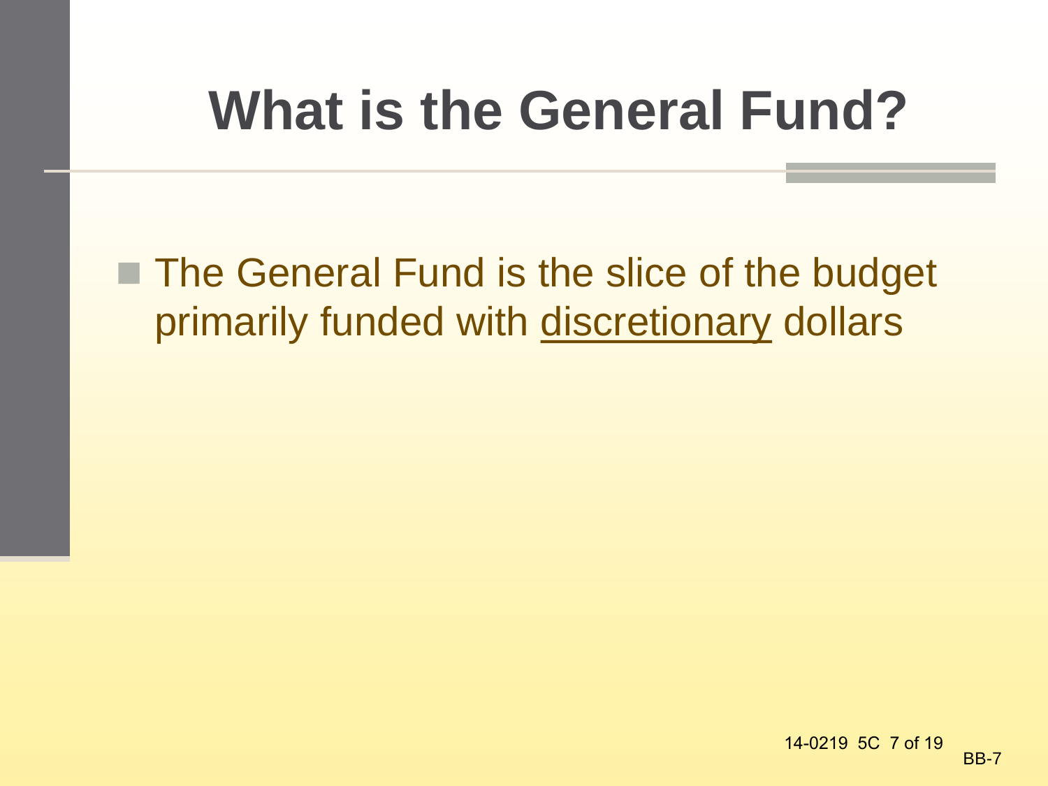# What is the General Fund?

- The General Fund is the slice of the budget primarily funded with <u>discretionary</u> dollars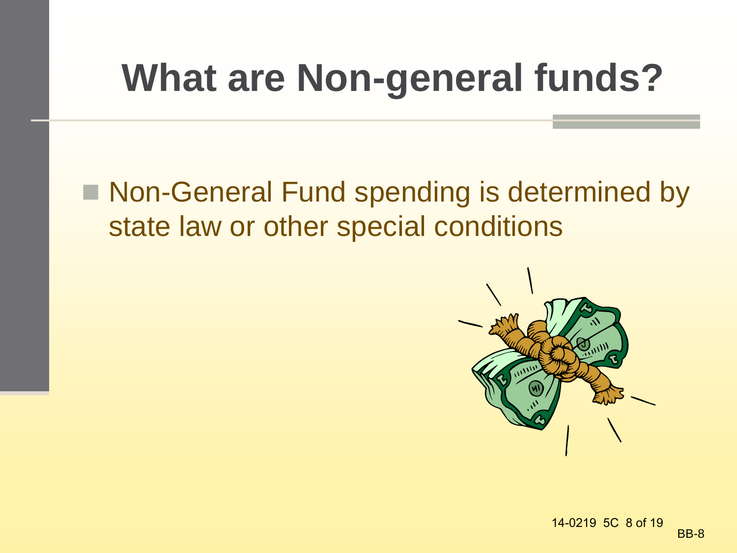# What are Non-general funds?

- Non-General Fund spending is determined by state law or other special conditions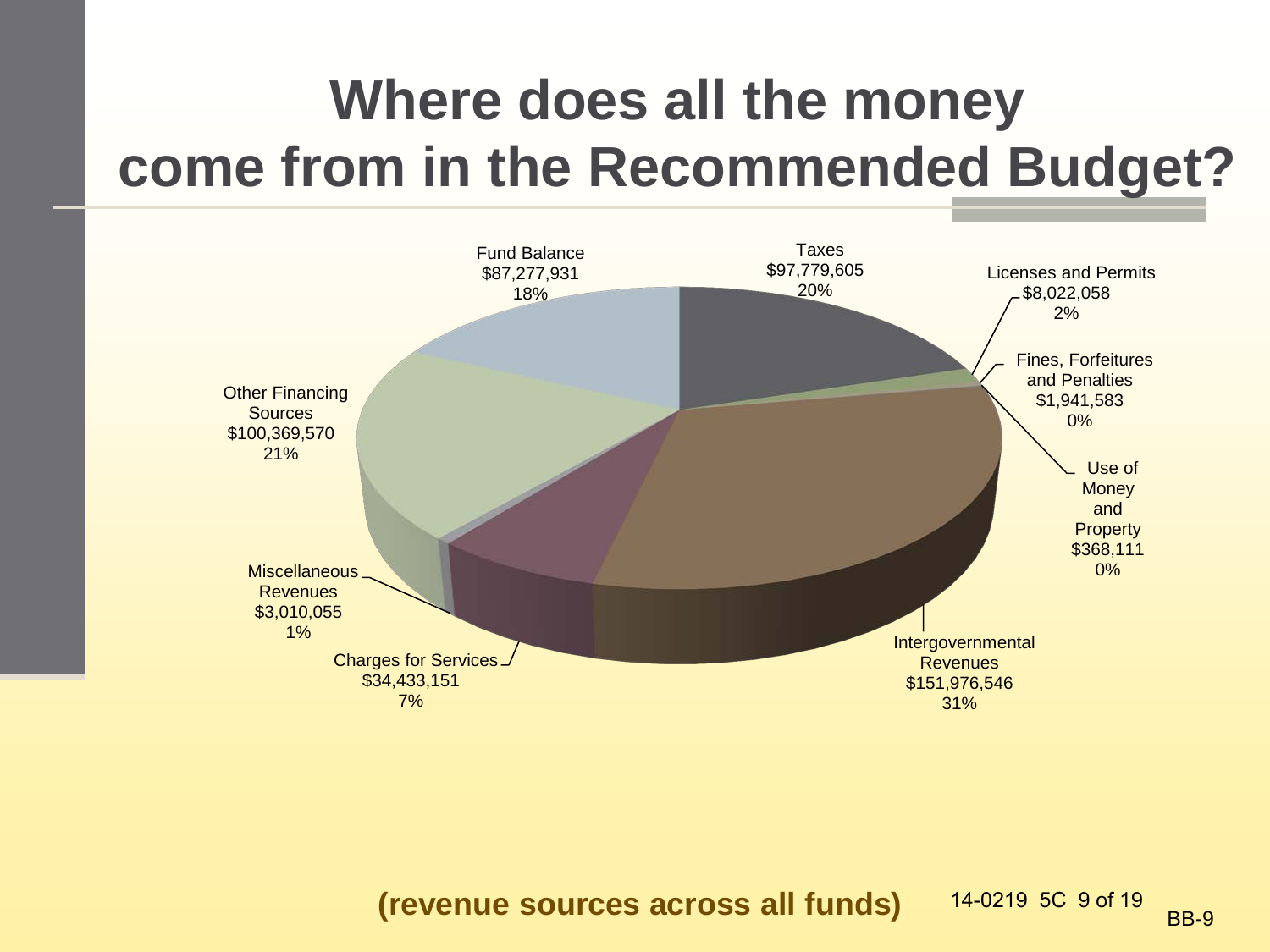# Where does all the money come from in the Recommended Budget?

| Revenue Source | Amount | Percent |
| --- | --- | --- |
| Taxes | $97,779,605 | 20% |
| Licenses and Permits | $8,022,058 | 2% |
| Fines, Forfeitures and Penalties | $1,941,583 | 0% |
| Use of Money and Property | $368,111 | 0% |
| Intergovernmental Revenues | $151,976,546 | 31% |
| Charges for Services | $34,433,151 | 7% |
| Miscellaneous Revenues | $3,010,055 | 1% |
| Other Financing Sources | $100,369,570 | 21% |
| Fund Balance | $87,277,931 | 18% |

**(revenue sources across all funds)**

14-0219 5C 9 of 19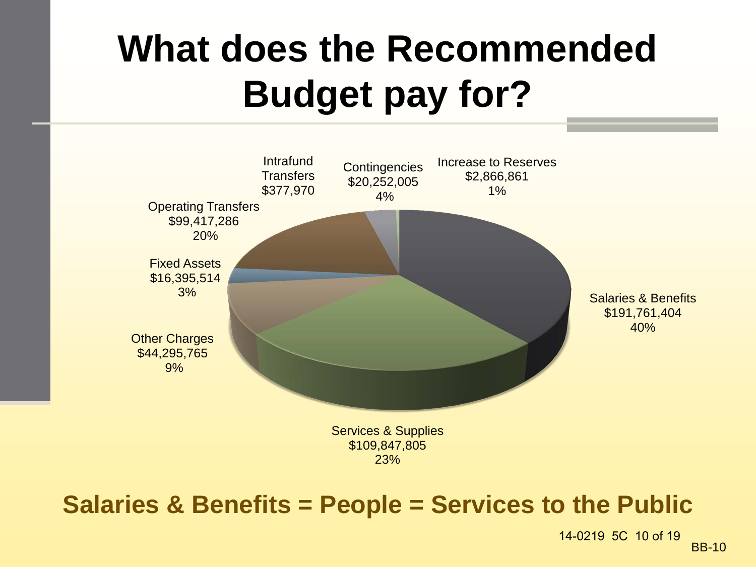# What does the Recommended Budget pay for?

| Category | Amount | Percent |
|---|---|---|
| Salaries & Benefits | $191,761,404 | 40% |
| Services & Supplies | $109,847,805 | 23% |
| Other Charges | $44,295,765 | 9% |
| Fixed Assets | $16,395,514 | 3% |
| Operating Transfers | $99,417,286 | 20% |
| Intrafund Transfers | $377,970 | |
| Contingencies | $20,252,005 | 4% |
| Increase to Reserves | $2,866,861 | 1% |

**Salaries & Benefits = People = Services to the Public**

14-0219 5C

BB-10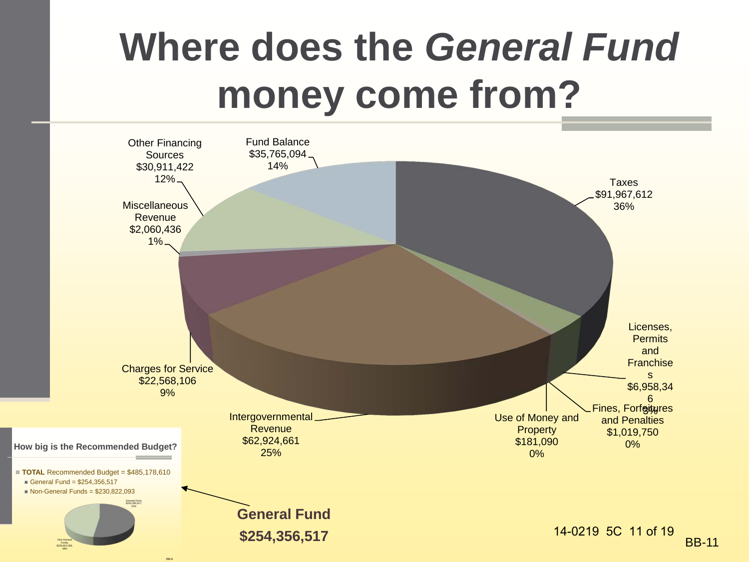# Where does the *General Fund* money come from?

Taxes
$91,967,612
36%

Licenses, Permits and Franchises
$6,958,346
3%

Fines, Forfeitures and Penalties
$1,019,750
0%

Use of Money and Property
$181,090
0%

Intergovernmental Revenue
$62,924,661
25%

Charges for Service
$22,568,106
9%

Miscellaneous Revenue
$2,060,436
1%

Other Financing Sources
$30,911,422
12%

Fund Balance
$35,765,094
14%

**How big is the Recommended Budget?**

- **TOTAL** Recommended Budget = $485,178,610
  - General Fund = $254,356,517
  - Non-General Funds = $230,822,093

General Fund, $254,356,517, 52%

Non-General Funds, $230,822,093, 48%

**General Fund**

**$254,356,517**

14-0219 5C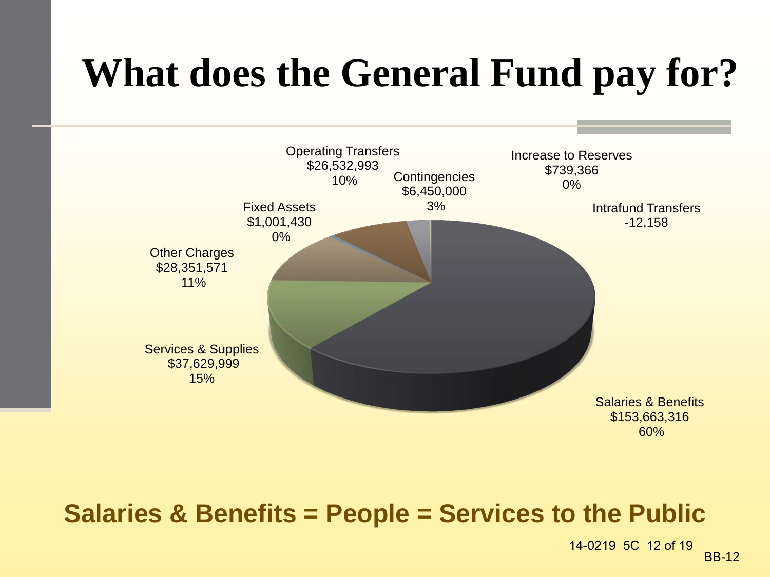# What does the General Fund pay for?

Operating Transfers
$26,532,993
10%

Contingencies
$6,450,000
3%

Increase to Reserves
$739,366
0%

Intrafund Transfers
-12,158

Fixed Assets
$1,001,430
0%

Other Charges
$28,351,571
11%

Services & Supplies
$37,629,999
15%

Salaries & Benefits
$153,663,316
60%

**Salaries & Benefits = People = Services to the Public**

14-0219 5C 12 of 19

BB-12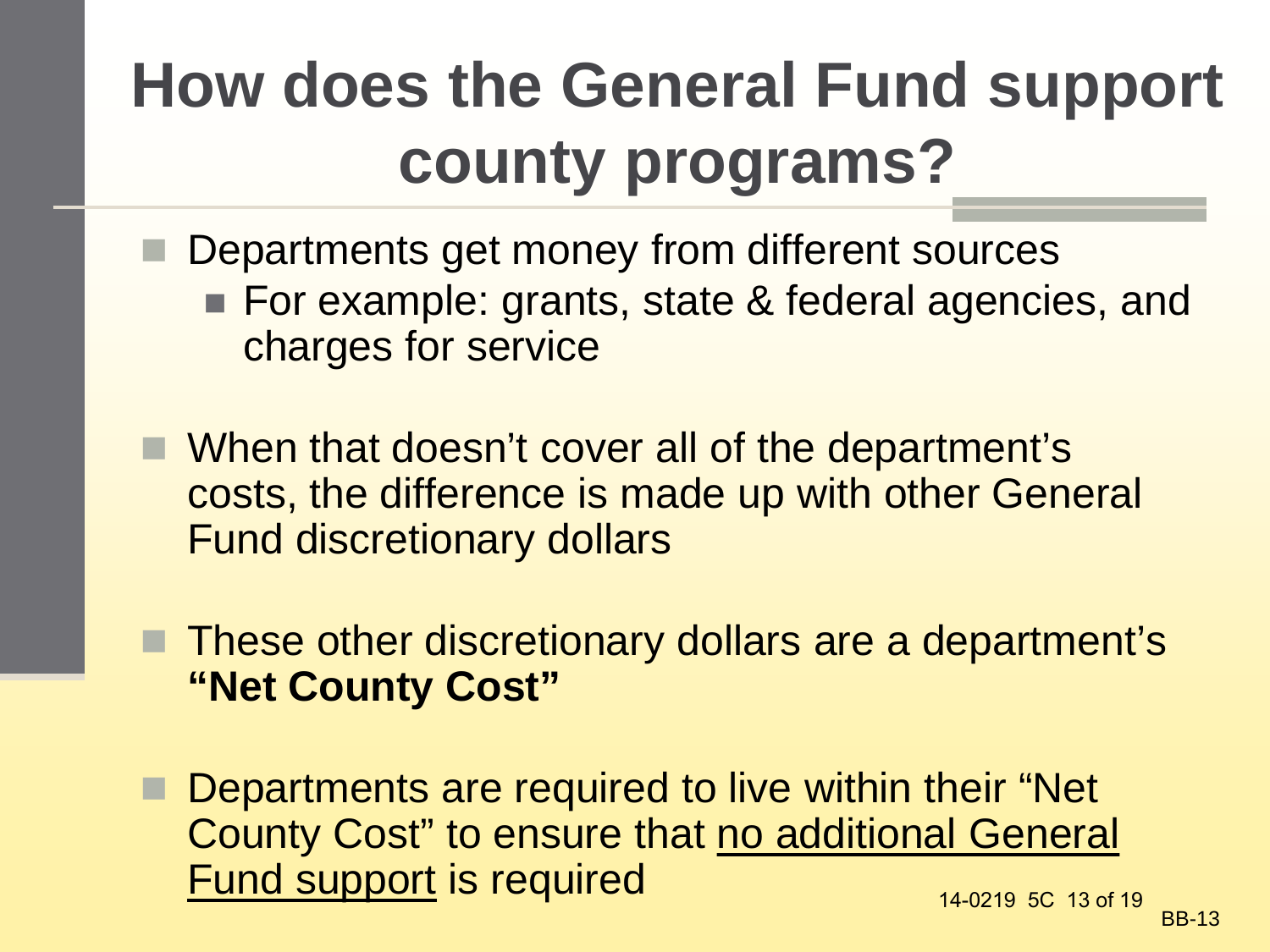# How does the General Fund support county programs?

- Departments get money from different sources
  - For example: grants, state & federal agencies, and charges for service

- When that doesn't cover all of the department's costs, the difference is made up with other General Fund discretionary dollars

- These other discretionary dollars are a department's **"Net County Cost"**

- Departments are required to live within their "Net County Cost" to ensure that <u>no additional General Fund support</u> is required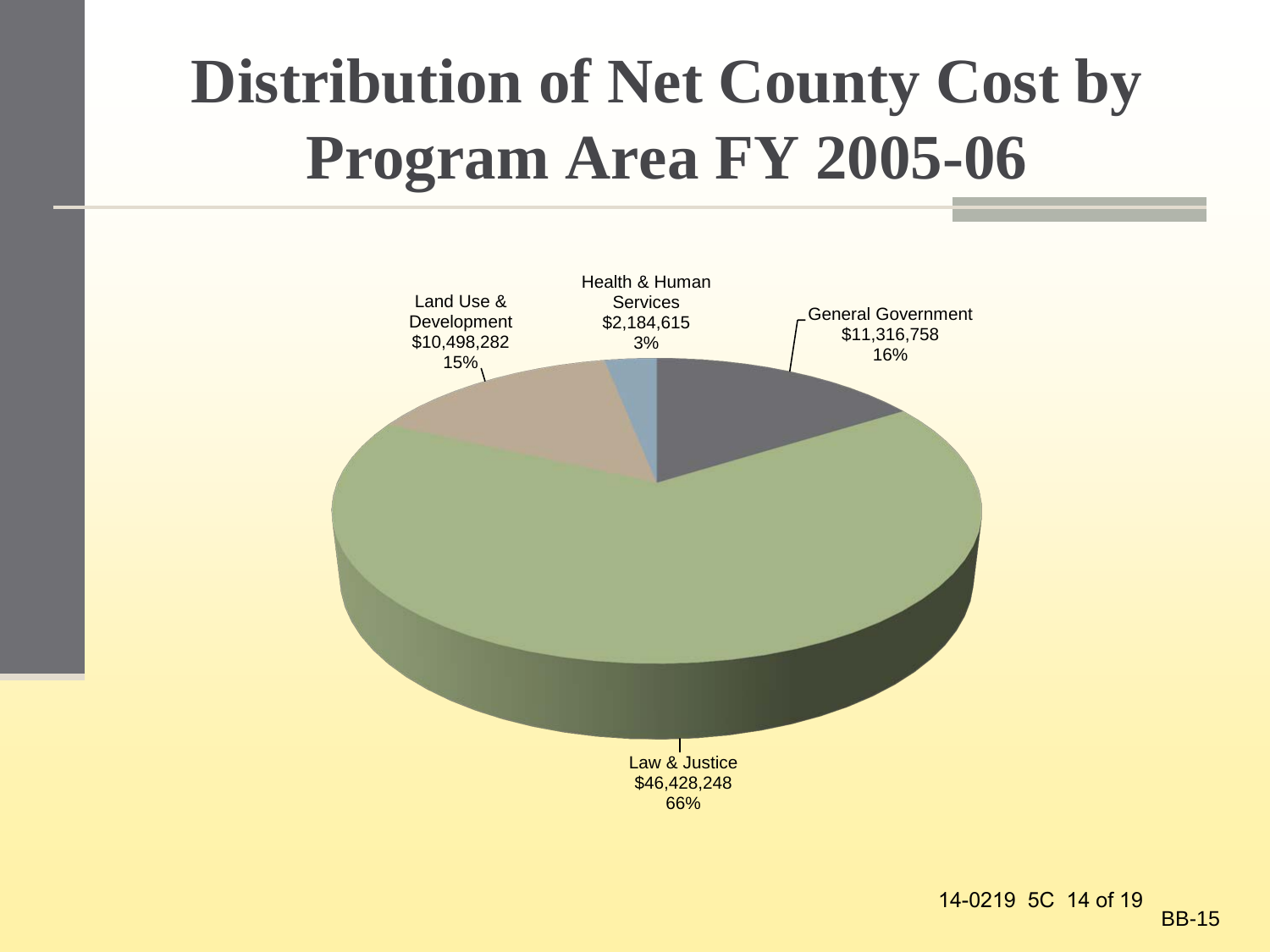# Distribution of Net County Cost by Program Area FY 2005-06

| Program Area | Net County Cost | Percent |
|---|---|---|
| General Government | $11,316,758 | 16% |
| Law & Justice | $46,428,248 | 66% |
| Land Use & Development | $10,498,282 | 15% |
| Health & Human Services | $2,184,615 | 3% |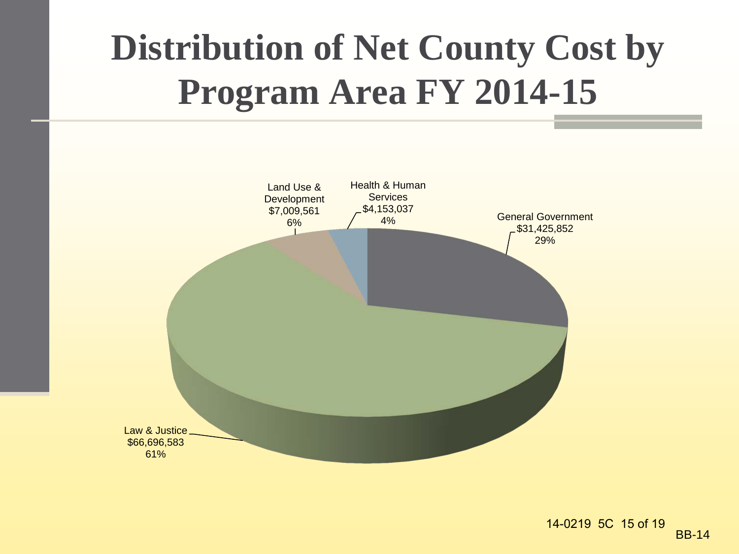# Distribution of Net County Cost by Program Area FY 2014-15

Land Use & Development
$7,009,561
6%

Health & Human Services
$4,153,037
4%

General Government
$31,425,852
29%

Law & Justice
$66,696,583
61%

14-0219 5C 15 of 19

BB-14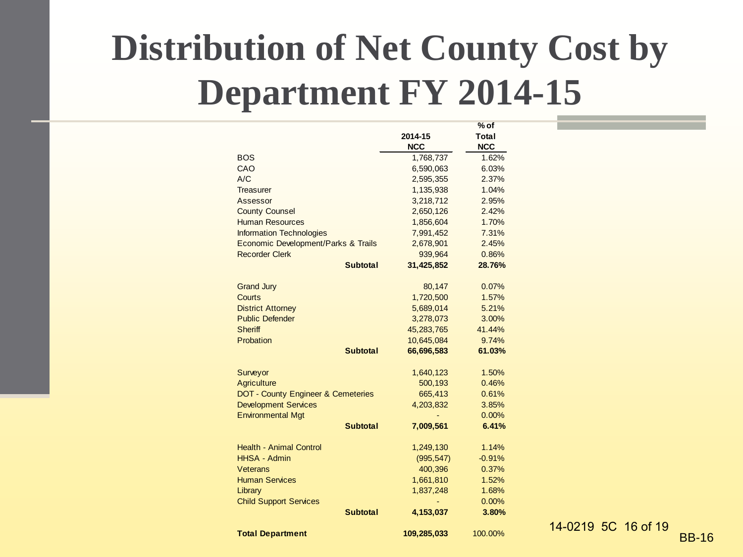# Distribution of Net County Cost by Department FY 2014-15

| | 2014-15 NCC | % of Total NCC |
|---|---|---|
| BOS | 1,768,737 | 1.62% |
| CAO | 6,590,063 | 6.03% |
| A/C | 2,595,355 | 2.37% |
| Treasurer | 1,135,938 | 1.04% |
| Assessor | 3,218,712 | 2.95% |
| County Counsel | 2,650,126 | 2.42% |
| Human Resources | 1,856,604 | 1.70% |
| Information Technologies | 7,991,452 | 7.31% |
| Economic Development/Parks & Trails | 2,678,901 | 2.45% |
| Recorder Clerk | 939,964 | 0.86% |
| **Subtotal** | **31,425,852** | **28.76%** |
| | | |
| Grand Jury | 80,147 | 0.07% |
| Courts | 1,720,500 | 1.57% |
| District Attorney | 5,689,014 | 5.21% |
| Public Defender | 3,278,073 | 3.00% |
| Sheriff | 45,283,765 | 41.44% |
| Probation | 10,645,084 | 9.74% |
| **Subtotal** | **66,696,583** | **61.03%** |
| | | |
| Surveyor | 1,640,123 | 1.50% |
| Agriculture | 500,193 | 0.46% |
| DOT - County Engineer & Cemeteries | 665,413 | 0.61% |
| Development Services | 4,203,832 | 3.85% |
| Environmental Mgt | - | 0.00% |
| **Subtotal** | **7,009,561** | **6.41%** |
| | | |
| Health - Animal Control | 1,249,130 | 1.14% |
| HHSA - Admin | (995,547) | -0.91% |
| Veterans | 400,396 | 0.37% |
| Human Services | 1,661,810 | 1.52% |
| Library | 1,837,248 | 1.68% |
| Child Support Services | - | 0.00% |
| **Subtotal** | **4,153,037** | **3.80%** |
| | | |
| **Total Department** | **109,285,033** | 100.00% |

14-0219 5C

BB-16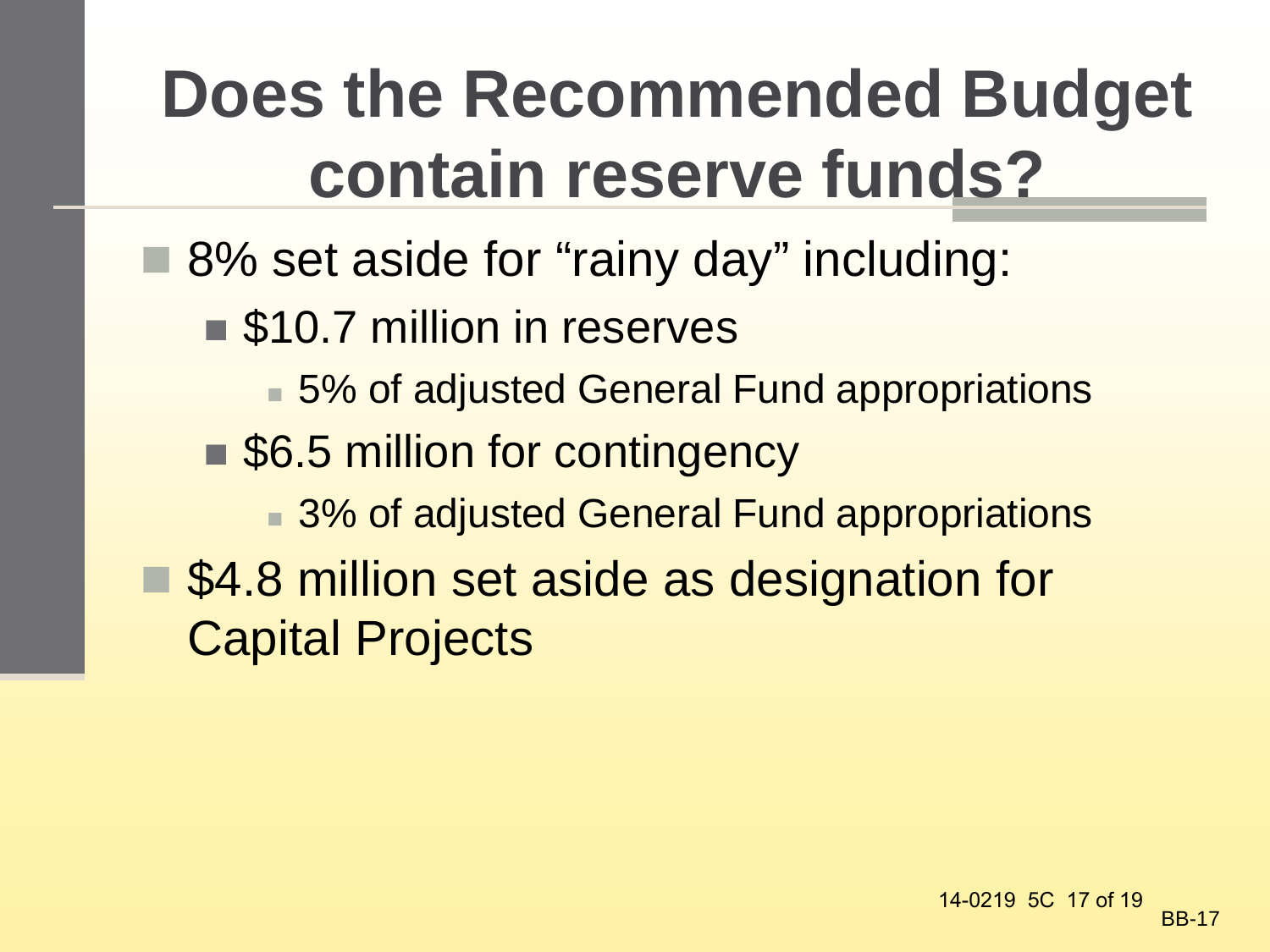# Does the Recommended Budget contain reserve funds?

- 8% set aside for "rainy day" including:
  - $10.7 million in reserves
    - 5% of adjusted General Fund appropriations
  - $6.5 million for contingency
    - 3% of adjusted General Fund appropriations
- $4.8 million set aside as designation for Capital Projects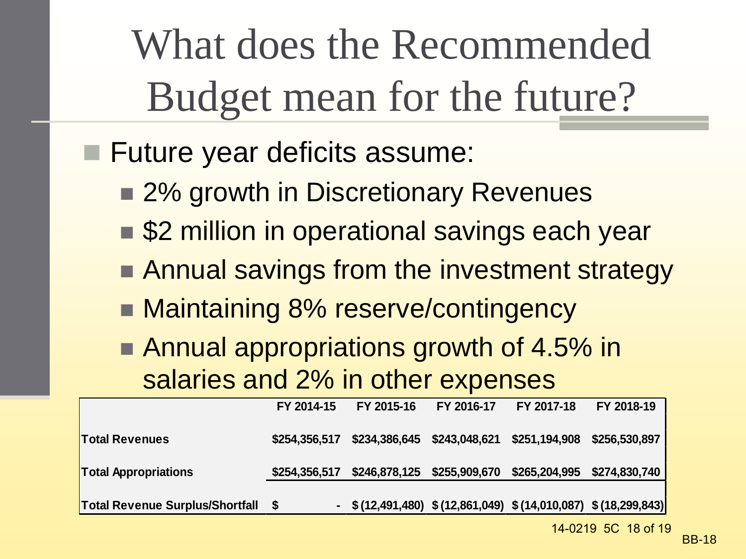# What does the Recommended Budget mean for the future?

- Future year deficits assume:
  - 2% growth in Discretionary Revenues
  - $2 million in operational savings each year
  - Annual savings from the investment strategy
  - Maintaining 8% reserve/contingency
  - Annual appropriations growth of 4.5% in salaries and 2% in other expenses

| | FY 2014-15 | FY 2015-16 | FY 2016-17 | FY 2017-18 | FY 2018-19 |
|---|---|---|---|---|---|
| **Total Revenues** | $254,356,517 | $234,386,645 | $243,048,621 | $251,194,908 | $256,530,897 |
| **Total Appropriations** | $254,356,517 | $246,878,125 | $255,909,670 | $265,204,995 | $274,830,740 |
| **Total Revenue Surplus/Shortfall** | $ - | $ (12,491,480) | $ (12,861,049) | $ (14,010,087) | $ (18,299,843) |

14-0219 5C

BB-18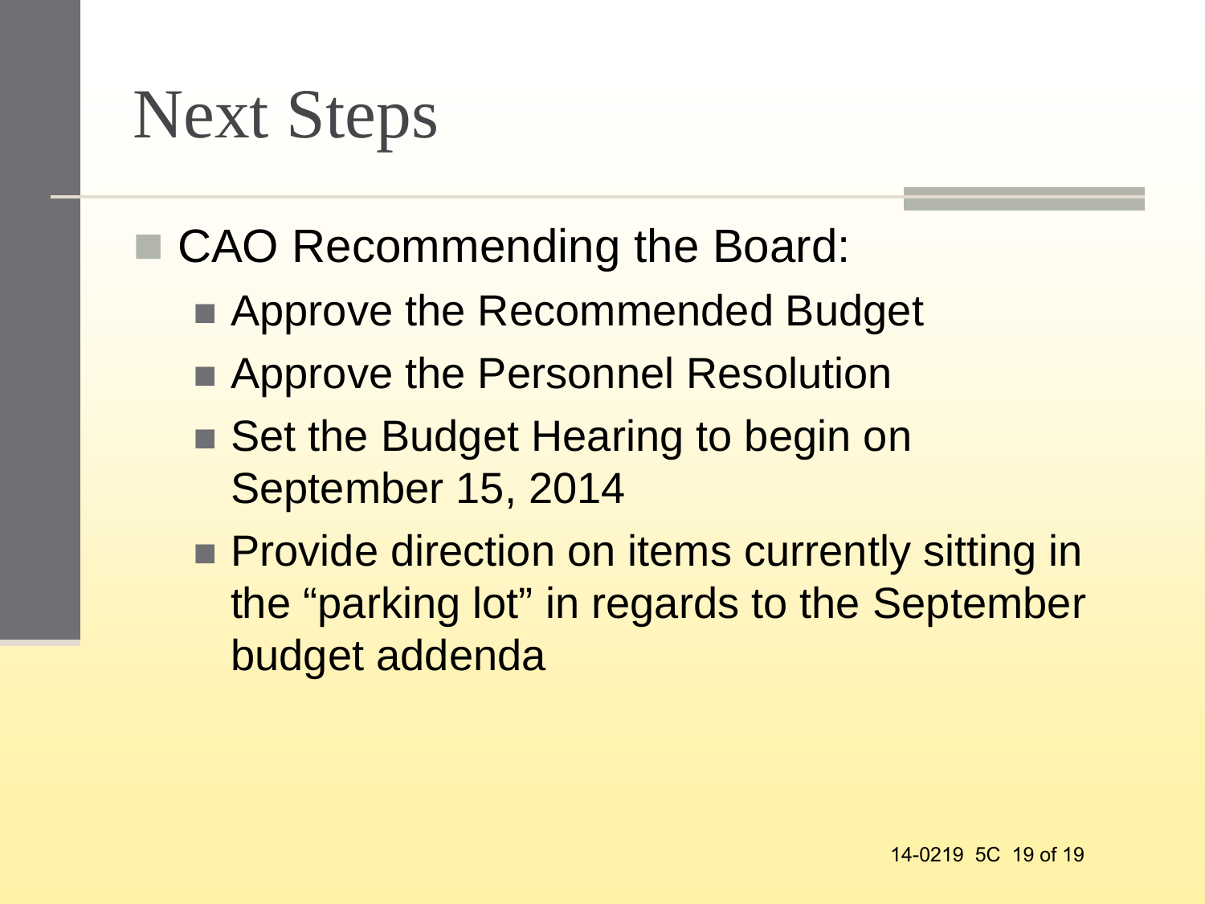# Next Steps

- CAO Recommending the Board:
  - Approve the Recommended Budget
  - Approve the Personnel Resolution
  - Set the Budget Hearing to begin on September 15, 2014
  - Provide direction on items currently sitting in the "parking lot" in regards to the September budget addenda